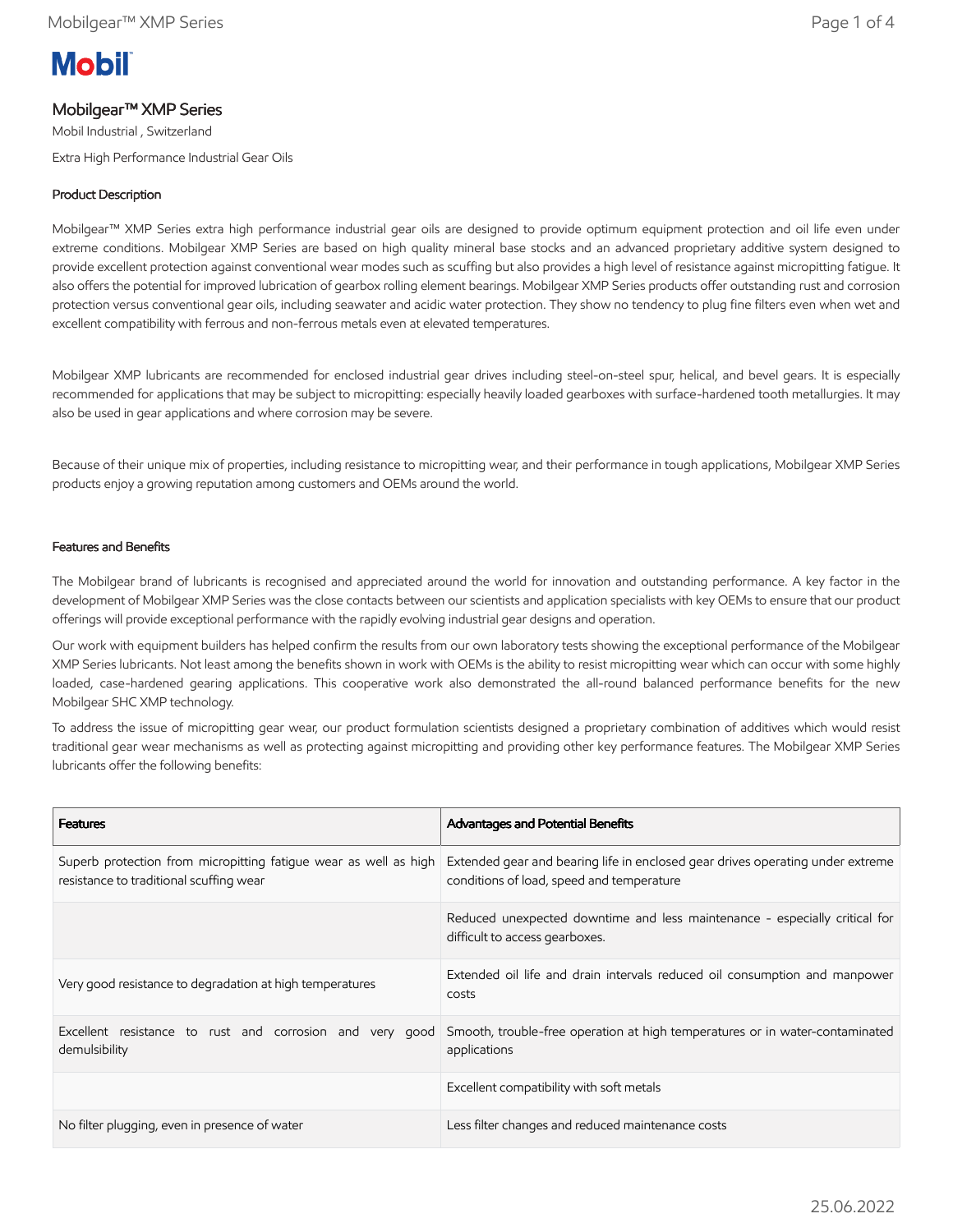# Mobilgear™ XMP Series

Mobil Industrial , Switzerland

Extra High Performance Industrial Gear Oils

## Product Description

Mobilgear™ XMP Series extra high performance industrial gear oils are designed to provide optimum equipment protection and oil life even under extreme conditions. Mobilgear XMP Series are based on high quality mineral base stocks and an advanced proprietary additive system designed to provide excellent protection against conventional wear modes such as scuffing but also provides a high level of resistance against micropitting fatigue. It also offers the potential for improved lubrication of gearbox rolling element bearings. Mobilgear XMP Series products offer outstanding rust and corrosion protection versus conventional gear oils, including seawater and acidic water protection. They show no tendency to plug fine filters even when wet and excellent compatibility with ferrous and non-ferrous metals even at elevated temperatures.

Mobilgear XMP lubricants are recommended for enclosed industrial gear drives including steel-on-steel spur, helical, and bevel gears. It is especially recommended for applications that may be subject to micropitting: especially heavily loaded gearboxes with surface-hardened tooth metallurgies. It may also be used in gear applications and where corrosion may be severe.

Because of their unique mix of properties, including resistance to micropitting wear, and their performance in tough applications, Mobilgear XMP Series products enjoy a growing reputation among customers and OEMs around the world.

## Features and Benefits

The Mobilgear brand of lubricants is recognised and appreciated around the world for innovation and outstanding performance. A key factor in the development of Mobilgear XMP Series was the close contacts between our scientists and application specialists with key OEMs to ensure that our product offerings will provide exceptional performance with the rapidly evolving industrial gear designs and operation.

Our work with equipment builders has helped confirm the results from our own laboratory tests showing the exceptional performance of the Mobilgear XMP Series lubricants. Not least among the benefits shown in work with OEMs is the ability to resist micropitting wear which can occur with some highly loaded, case-hardened gearing applications. This cooperative work also demonstrated the all-round balanced performance benefits for the new Mobilgear SHC XMP technology.

To address the issue of micropitting gear wear, our product formulation scientists designed a proprietary combination of additives which would resist traditional gear wear mechanisms as well as protecting against micropitting and providing other key performance features. The Mobilgear XMP Series lubricants offer the following benefits:

| Features | Advantages and Potential Benefits |
|---|---|
| Superb protection from micropitting fatigue wear as well as high resistance to traditional scuffing wear | Extended gear and bearing life in enclosed gear drives operating under extreme conditions of load, speed and temperature |
| | Reduced unexpected downtime and less maintenance - especially critical for difficult to access gearboxes. |
| Very good resistance to degradation at high temperatures | Extended oil life and drain intervals reduced oil consumption and manpower costs |
| Excellent resistance to rust and corrosion and very good demulsibility | Smooth, trouble-free operation at high temperatures or in water-contaminated applications |
| | Excellent compatibility with soft metals |
| No filter plugging, even in presence of water | Less filter changes and reduced maintenance costs |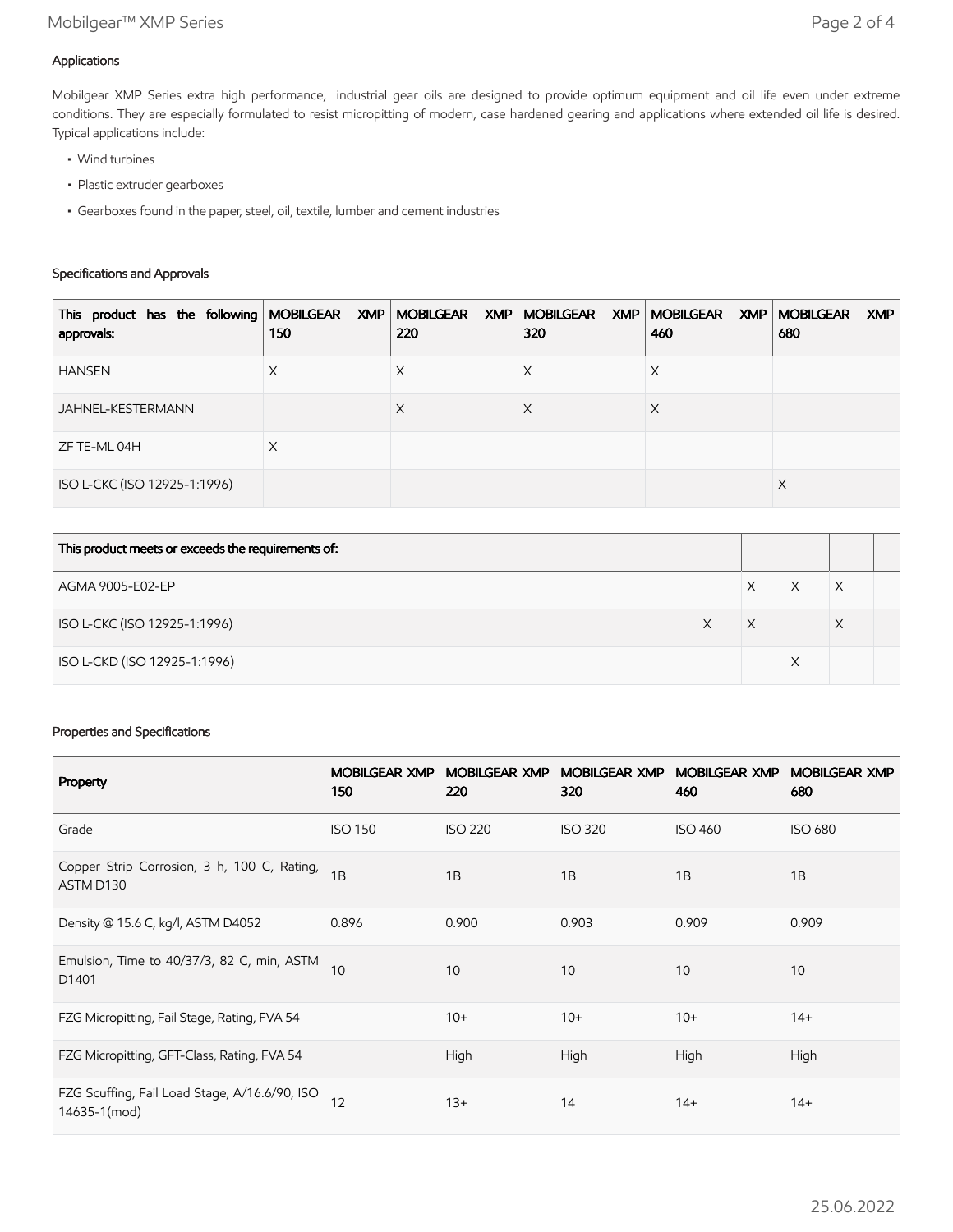### Applications

Mobilgear XMP Series extra high performance, industrial gear oils are designed to provide optimum equipment and oil life even under extreme conditions. They are especially formulated to resist micropitting of modern, case hardened gearing and applications where extended oil life is desired. Typical applications include:

- Wind turbines
- Plastic extruder gearboxes
- Gearboxes found in the paper, steel, oil, textile, lumber and cement industries

### Specifications and Approvals

| This product has the following approvals: | MOBILGEAR XMP 150 | MOBILGEAR XMP 220 | MOBILGEAR XMP 320 | MOBILGEAR XMP 460 | MOBILGEAR XMP 680 |
|---|---|---|---|---|---|
| HANSEN | X | X | X | X | |
| JAHNEL-KESTERMANN | | X | X | X | |
| ZF TE-ML 04H | X | | | | |
| ISO L-CKC (ISO 12925-1:1996) | | | | | X |

| This product meets or exceeds the requirements of: | | | | | |
|---|---|---|---|---|---|
| AGMA 9005-E02-EP | | X | X | X | |
| ISO L-CKC (ISO 12925-1:1996) | X | X | | X | |
| ISO L-CKD (ISO 12925-1:1996) | | | X | | |

### Properties and Specifications

| Property | MOBILGEAR XMP 150 | MOBILGEAR XMP 220 | MOBILGEAR XMP 320 | MOBILGEAR XMP 460 | MOBILGEAR XMP 680 |
|---|---|---|---|---|---|
| Grade | ISO 150 | ISO 220 | ISO 320 | ISO 460 | ISO 680 |
| Copper Strip Corrosion, 3 h, 100 C, Rating, ASTM D130 | 1B | 1B | 1B | 1B | 1B |
| Density @ 15.6 C, kg/l, ASTM D4052 | 0.896 | 0.900 | 0.903 | 0.909 | 0.909 |
| Emulsion, Time to 40/37/3, 82 C, min, ASTM D1401 | 10 | 10 | 10 | 10 | 10 |
| FZG Micropitting, Fail Stage, Rating, FVA 54 | | 10+ | 10+ | 10+ | 14+ |
| FZG Micropitting, GFT-Class, Rating, FVA 54 | | High | High | High | High |
| FZG Scuffing, Fail Load Stage, A/16.6/90, ISO 14635-1(mod) | 12 | 13+ | 14 | 14+ | 14+ |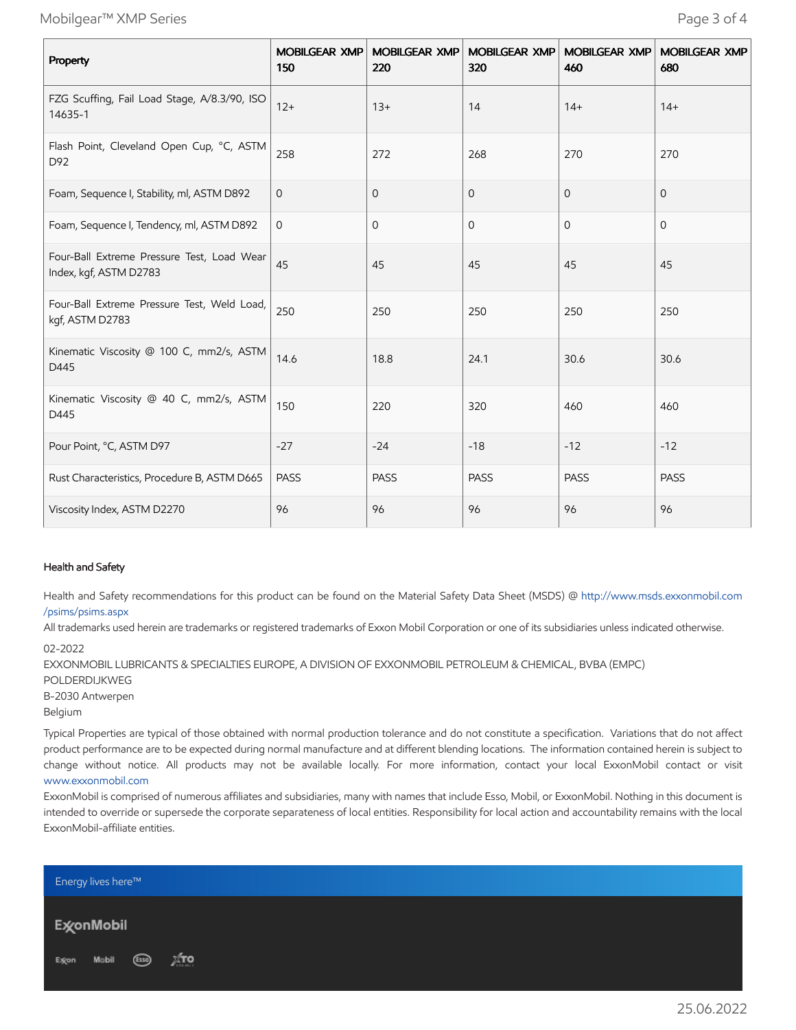| Property | MOBILGEAR XMP 150 | MOBILGEAR XMP 220 | MOBILGEAR XMP 320 | MOBILGEAR XMP 460 | MOBILGEAR XMP 680 |
|---|---|---|---|---|---|
| FZG Scuffing, Fail Load Stage, A/8.3/90, ISO 14635-1 | 12+ | 13+ | 14 | 14+ | 14+ |
| Flash Point, Cleveland Open Cup, °C, ASTM D92 | 258 | 272 | 268 | 270 | 270 |
| Foam, Sequence I, Stability, ml, ASTM D892 | 0 | 0 | 0 | 0 | 0 |
| Foam, Sequence I, Tendency, ml, ASTM D892 | 0 | 0 | 0 | 0 | 0 |
| Four-Ball Extreme Pressure Test, Load Wear Index, kgf, ASTM D2783 | 45 | 45 | 45 | 45 | 45 |
| Four-Ball Extreme Pressure Test, Weld Load, kgf, ASTM D2783 | 250 | 250 | 250 | 250 | 250 |
| Kinematic Viscosity @ 100 C, mm2/s, ASTM D445 | 14.6 | 18.8 | 24.1 | 30.6 | 30.6 |
| Kinematic Viscosity @ 40 C, mm2/s, ASTM D445 | 150 | 220 | 320 | 460 | 460 |
| Pour Point, °C, ASTM D97 | -27 | -24 | -18 | -12 | -12 |
| Rust Characteristics, Procedure B, ASTM D665 | PASS | PASS | PASS | PASS | PASS |
| Viscosity Index, ASTM D2270 | 96 | 96 | 96 | 96 | 96 |

### Health and Safety

Health and Safety recommendations for this product can be found on the Material Safety Data Sheet (MSDS) @ http://www.msds.exxonmobil.com/psims/psims.aspx

All trademarks used herein are trademarks or registered trademarks of Exxon Mobil Corporation or one of its subsidiaries unless indicated otherwise.

02-2022

EXXONMOBIL LUBRICANTS & SPECIALTIES EUROPE, A DIVISION OF EXXONMOBIL PETROLEUM & CHEMICAL, BVBA (EMPC)
POLDERDIJKWEG
B-2030 Antwerpen
Belgium

Typical Properties are typical of those obtained with normal production tolerance and do not constitute a specification. Variations that do not affect product performance are to be expected during normal manufacture and at different blending locations. The information contained herein is subject to change without notice. All products may not be available locally. For more information, contact your local ExxonMobil contact or visit www.exxonmobil.com

ExxonMobil is comprised of numerous affiliates and subsidiaries, many with names that include Esso, Mobil, or ExxonMobil. Nothing in this document is intended to override or supersede the corporate separateness of local entities. Responsibility for local action and accountability remains with the local ExxonMobil-affiliate entities.

Energy lives here™

ExxonMobil

Exxon Mobil Esso XTO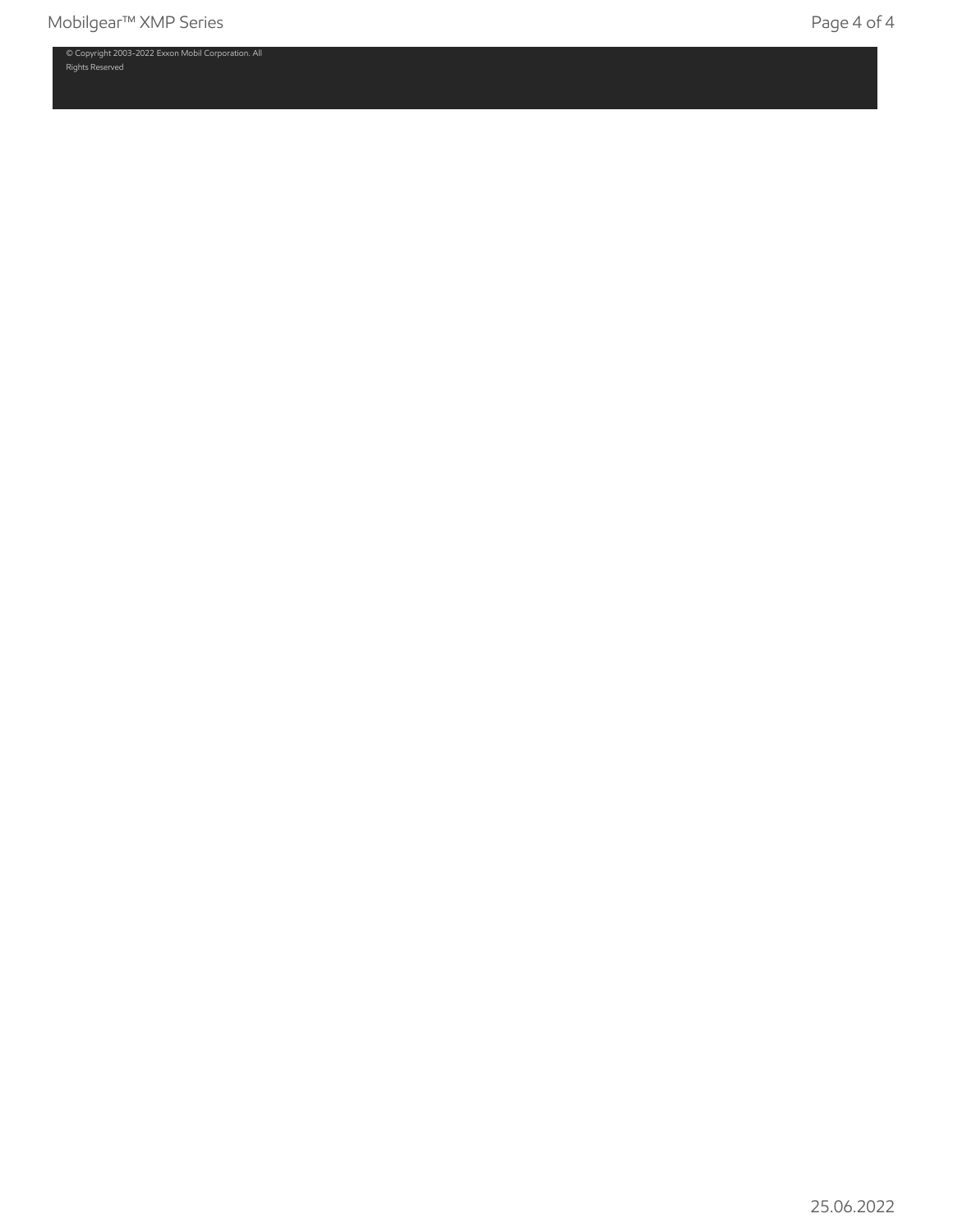© Copyright 2003-2022 Exxon Mobil Corporation. All Rights Reserved